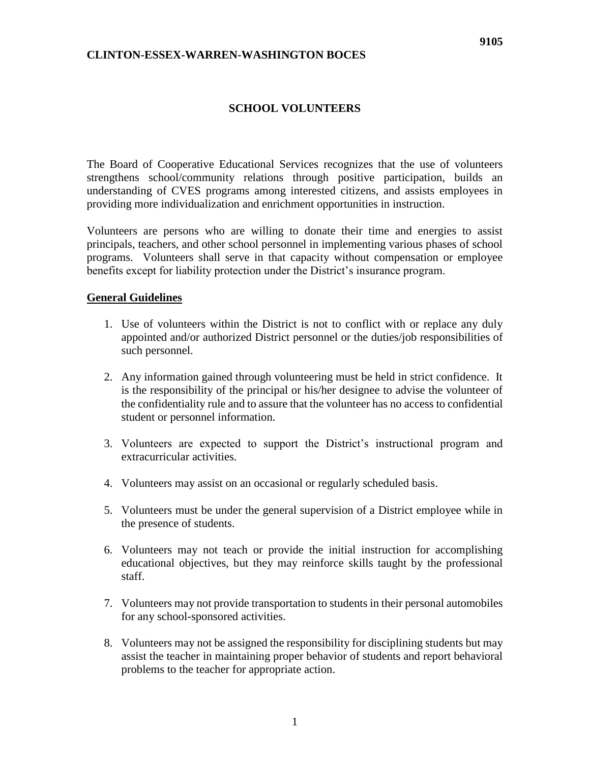**CLINTON-ESSEX-WARREN-WASHINGTON BOCES**

**9105**

# SCHOOL VOLUNTEERS

The Board of Cooperative Educational Services recognizes that the use of volunteers strengthens school/community relations through positive participation, builds an understanding of CVES programs among interested citizens, and assists employees in providing more individualization and enrichment opportunities in instruction.

Volunteers are persons who are willing to donate their time and energies to assist principals, teachers, and other school personnel in implementing various phases of school programs. Volunteers shall serve in that capacity without compensation or employee benefits except for liability protection under the District's insurance program.

## General Guidelines

1. Use of volunteers within the District is not to conflict with or replace any duly appointed and/or authorized District personnel or the duties/job responsibilities of such personnel.

2. Any information gained through volunteering must be held in strict confidence. It is the responsibility of the principal or his/her designee to advise the volunteer of the confidentiality rule and to assure that the volunteer has no access to confidential student or personnel information.

3. Volunteers are expected to support the District's instructional program and extracurricular activities.

4. Volunteers may assist on an occasional or regularly scheduled basis.

5. Volunteers must be under the general supervision of a District employee while in the presence of students.

6. Volunteers may not teach or provide the initial instruction for accomplishing educational objectives, but they may reinforce skills taught by the professional staff.

7. Volunteers may not provide transportation to students in their personal automobiles for any school-sponsored activities.

8. Volunteers may not be assigned the responsibility for disciplining students but may assist the teacher in maintaining proper behavior of students and report behavioral problems to the teacher for appropriate action.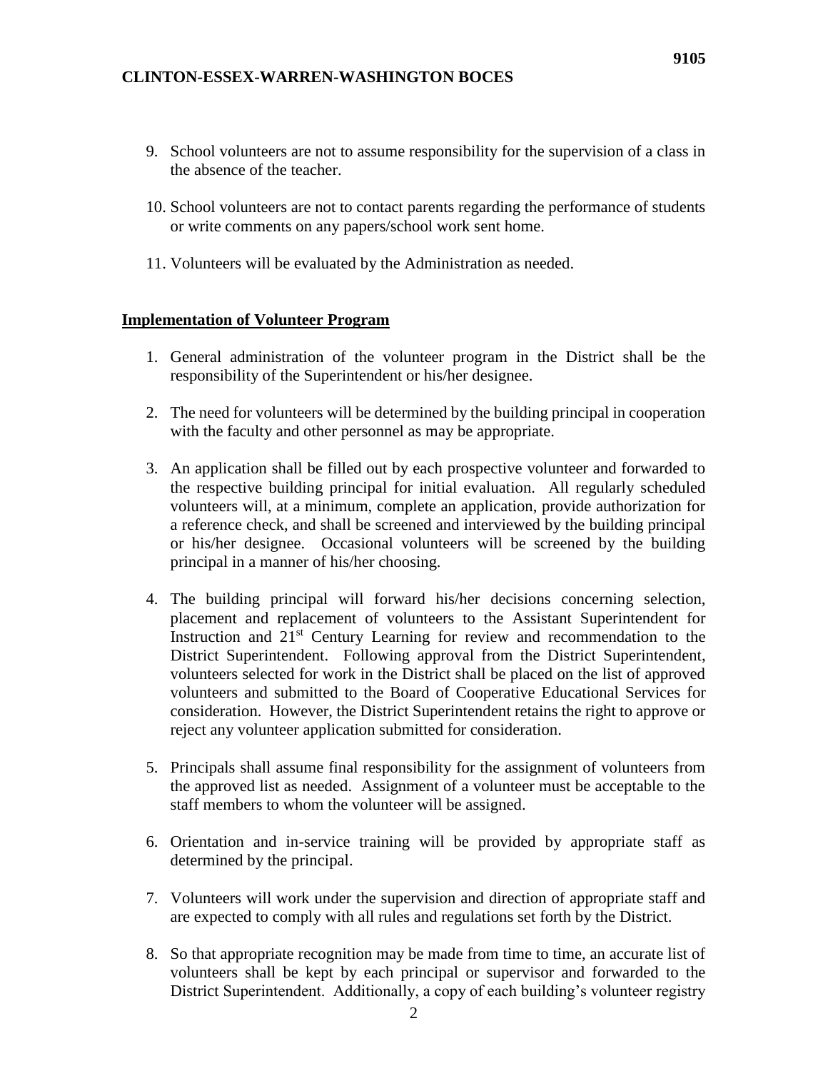9. School volunteers are not to assume responsibility for the supervision of a class in the absence of the teacher.

10. School volunteers are not to contact parents regarding the performance of students or write comments on any papers/school work sent home.

11. Volunteers will be evaluated by the Administration as needed.

## Implementation of Volunteer Program

1. General administration of the volunteer program in the District shall be the responsibility of the Superintendent or his/her designee.

2. The need for volunteers will be determined by the building principal in cooperation with the faculty and other personnel as may be appropriate.

3. An application shall be filled out by each prospective volunteer and forwarded to the respective building principal for initial evaluation. All regularly scheduled volunteers will, at a minimum, complete an application, provide authorization for a reference check, and shall be screened and interviewed by the building principal or his/her designee. Occasional volunteers will be screened by the building principal in a manner of his/her choosing.

4. The building principal will forward his/her decisions concerning selection, placement and replacement of volunteers to the Assistant Superintendent for Instruction and 21st Century Learning for review and recommendation to the District Superintendent. Following approval from the District Superintendent, volunteers selected for work in the District shall be placed on the list of approved volunteers and submitted to the Board of Cooperative Educational Services for consideration. However, the District Superintendent retains the right to approve or reject any volunteer application submitted for consideration.

5. Principals shall assume final responsibility for the assignment of volunteers from the approved list as needed. Assignment of a volunteer must be acceptable to the staff members to whom the volunteer will be assigned.

6. Orientation and in-service training will be provided by appropriate staff as determined by the principal.

7. Volunteers will work under the supervision and direction of appropriate staff and are expected to comply with all rules and regulations set forth by the District.

8. So that appropriate recognition may be made from time to time, an accurate list of volunteers shall be kept by each principal or supervisor and forwarded to the District Superintendent. Additionally, a copy of each building's volunteer registry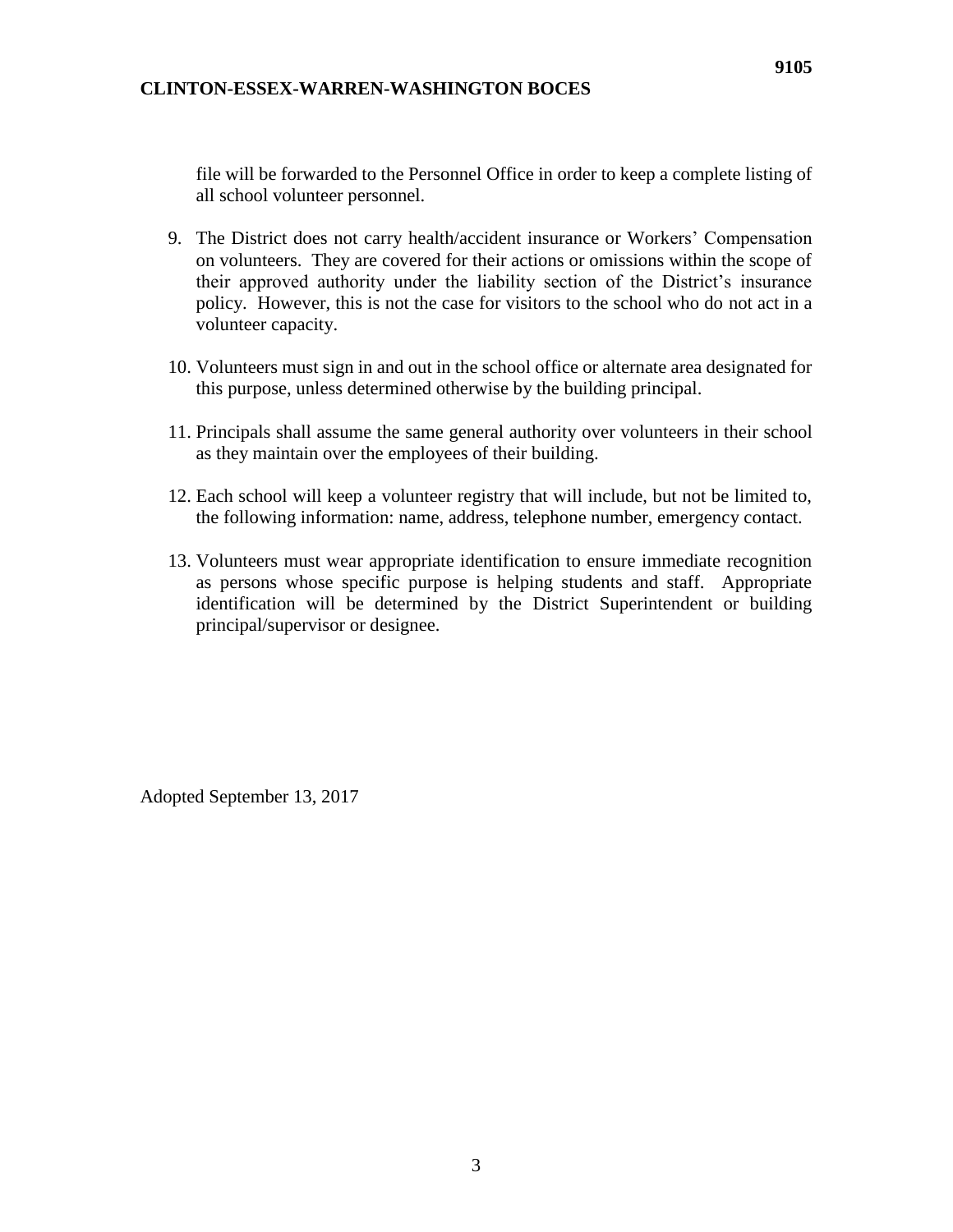file will be forwarded to the Personnel Office in order to keep a complete listing of all school volunteer personnel.

9. The District does not carry health/accident insurance or Workers' Compensation on volunteers. They are covered for their actions or omissions within the scope of their approved authority under the liability section of the District's insurance policy. However, this is not the case for visitors to the school who do not act in a volunteer capacity.

10. Volunteers must sign in and out in the school office or alternate area designated for this purpose, unless determined otherwise by the building principal.

11. Principals shall assume the same general authority over volunteers in their school as they maintain over the employees of their building.

12. Each school will keep a volunteer registry that will include, but not be limited to, the following information: name, address, telephone number, emergency contact.

13. Volunteers must wear appropriate identification to ensure immediate recognition as persons whose specific purpose is helping students and staff. Appropriate identification will be determined by the District Superintendent or building principal/supervisor or designee.

Adopted September 13, 2017